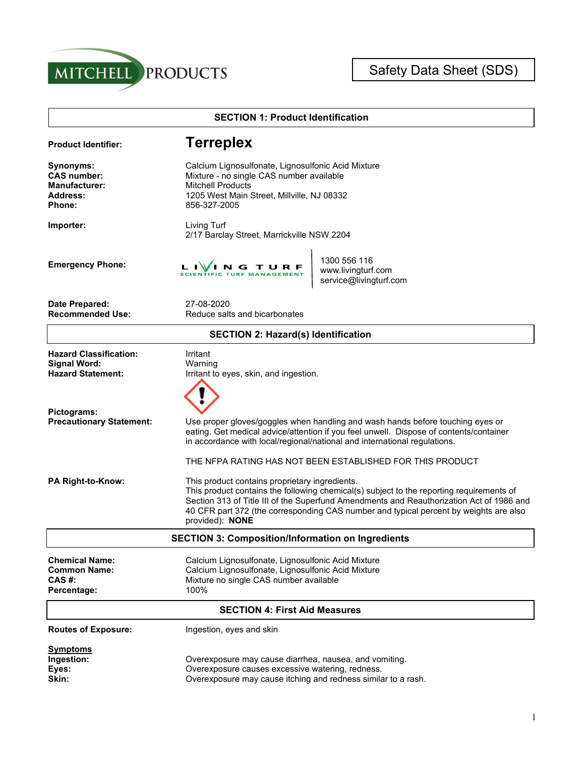MITCHELL PRODUCTS

# Safety Data Sheet (SDS)

## SECTION 1: Product Identification

**Product Identifier:** **Terreplex**

**Synonyms:** Calcium Lignosulfonate, Lignosulfonic Acid Mixture
**CAS number:** Mixture - no single CAS number available
**Manufacturer:** Mitchell Products
**Address:** 1205 West Main Street, Millville, NJ 08332
**Phone:** 856-327-2005

**Importer:** Living Turf
2/17 Barclay Street, Marrickville NSW 2204

**Emergency Phone:** LIVING TURF SCIENTIFIC TURF MANAGEMENT
1300 556 116
www.livingturf.com
service@livingturf.com

**Date Prepared:** 27-08-2020
**Recommended Use:** Reduce salts and bicarbonates

## SECTION 2: Hazard(s) Identification

**Hazard Classification:** Irritant
**Signal Word:** Warning
**Hazard Statement:** Irritant to eyes, skin, and ingestion.

**Pictograms:**
**Precautionary Statement:** Use proper gloves/goggles when handling and wash hands before touching eyes or eating. Get medical advice/attention if you feel unwell. Dispose of contents/container in accordance with local/regional/national and international regulations.

THE NFPA RATING HAS NOT BEEN ESTABLISHED FOR THIS PRODUCT

**PA Right-to-Know:** This product contains proprietary ingredients.
This product contains the following chemical(s) subject to the reporting requirements of Section 313 of Title III of the Superfund Amendments and Reauthorization Act of 1986 and 40 CFR part 372 (the corresponding CAS number and typical percent by weights are also provided): **NONE**

## SECTION 3: Composition/Information on Ingredients

**Chemical Name:** Calcium Lignosulfonate, Lignosulfonic Acid Mixture
**Common Name:** Calcium Lignosulfonate, Lignosulfonic Acid Mixture
**CAS #:** Mixture no single CAS number available
**Percentage:** 100%

## SECTION 4: First Aid Measures

**Routes of Exposure:** Ingestion, eyes and skin

**Symptoms**
**Ingestion:** Overexposure may cause diarrhea, nausea, and vomiting.
**Eyes:** Overexposure causes excessive watering, redness.
**Skin:** Overexposure may cause itching and redness similar to a rash.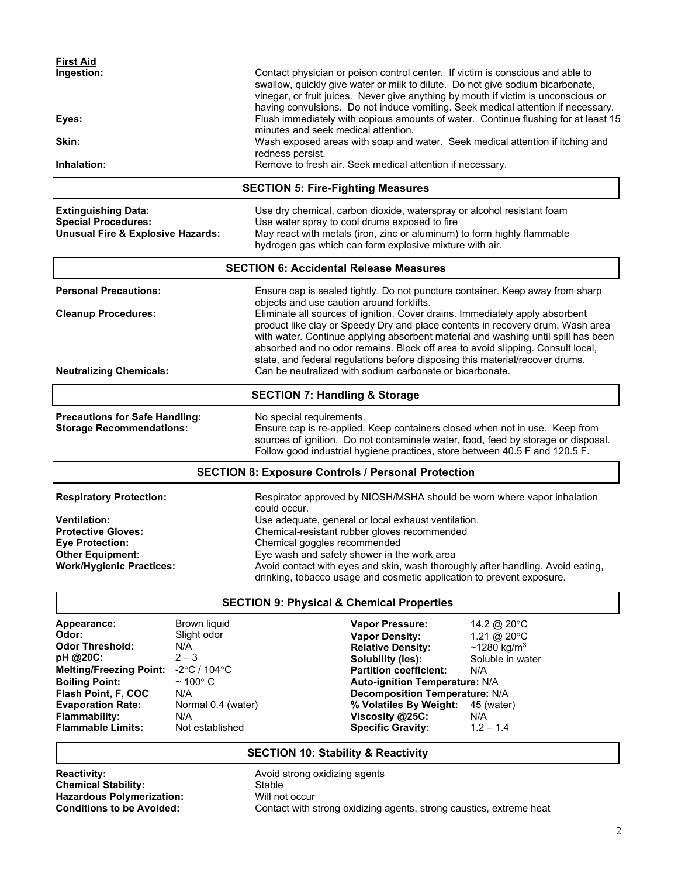**First Aid**

**Ingestion:** Contact physician or poison control center. If victim is conscious and able to swallow, quickly give water or milk to dilute. Do not give sodium bicarbonate, vinegar, or fruit juices. Never give anything by mouth if victim is unconscious or having convulsions. Do not induce vomiting. Seek medical attention if necessary.

**Eyes:** Flush immediately with copious amounts of water. Continue flushing for at least 15 minutes and seek medical attention.

**Skin:** Wash exposed areas with soap and water. Seek medical attention if itching and redness persist.

**Inhalation:** Remove to fresh air. Seek medical attention if necessary.

## SECTION 5: Fire-Fighting Measures

**Extinguishing Data:** Use dry chemical, carbon dioxide, waterspray or alcohol resistant foam

**Special Procedures:** Use water spray to cool drums exposed to fire

**Unusual Fire & Explosive Hazards:** May react with metals (iron, zinc or aluminum) to form highly flammable hydrogen gas which can form explosive mixture with air.

## SECTION 6: Accidental Release Measures

**Personal Precautions:** Ensure cap is sealed tightly. Do not puncture container. Keep away from sharp objects and use caution around forklifts.

**Cleanup Procedures:** Eliminate all sources of ignition. Cover drains. Immediately apply absorbent product like clay or Speedy Dry and place contents in recovery drum. Wash area with water. Continue applying absorbent material and washing until spill has been absorbed and no odor remains. Block off area to avoid slipping. Consult local, state, and federal regulations before disposing this material/recover drums.

**Neutralizing Chemicals:** Can be neutralized with sodium carbonate or bicarbonate.

## SECTION 7: Handling & Storage

**Precautions for Safe Handling:** No special requirements.

**Storage Recommendations:** Ensure cap is re-applied. Keep containers closed when not in use. Keep from sources of ignition. Do not contaminate water, food, feed by storage or disposal. Follow good industrial hygiene practices, store between 40.5 F and 120.5 F.

## SECTION 8: Exposure Controls / Personal Protection

**Respiratory Protection:** Respirator approved by NIOSH/MSHA should be worn where vapor inhalation could occur.

**Ventilation:** Use adequate, general or local exhaust ventilation.

**Protective Gloves:** Chemical-resistant rubber gloves recommended

**Eye Protection:** Chemical goggles recommended

**Other Equipment**: Eye wash and safety shower in the work area

**Work/Hygienic Practices:** Avoid contact with eyes and skin, wash thoroughly after handling. Avoid eating, drinking, tobacco usage and cosmetic application to prevent exposure.

## SECTION 9: Physical & Chemical Properties

| Property | Value | Property | Value |
|---|---|---|---|
| **Appearance:** | Brown liquid | **Vapor Pressure:** | 14.2 @ 20°C |
| **Odor:** | Slight odor | **Vapor Density:** | 1.21 @ 20°C |
| **Odor Threshold:** | N/A | **Relative Density:** | ~1280 kg/m$^3$ |
| **pH @20C:** | 2 – 3 | **Solubility (ies):** | Soluble in water |
| **Melting/Freezing Point:** | -2°C / 104°C | **Partition coefficient:** | N/A |
| **Boiling Point:** | ~ 100° C | **Auto-ignition Temperature:** | N/A |
| **Flash Point, F, COC** | N/A | **Decomposition Temperature:** | N/A |
| **Evaporation Rate:** | Normal 0.4 (water) | **% Volatiles By Weight:** | 45 (water) |
| **Flammability:** | N/A | **Viscosity @25C:** | N/A |
| **Flammable Limits:** | Not established | **Specific Gravity:** | 1.2 – 1.4 |

## SECTION 10: Stability & Reactivity

**Reactivity:** Avoid strong oxidizing agents

**Chemical Stability:** Stable

**Hazardous Polymerization:** Will not occur

**Conditions to be Avoided:** Contact with strong oxidizing agents, strong caustics, extreme heat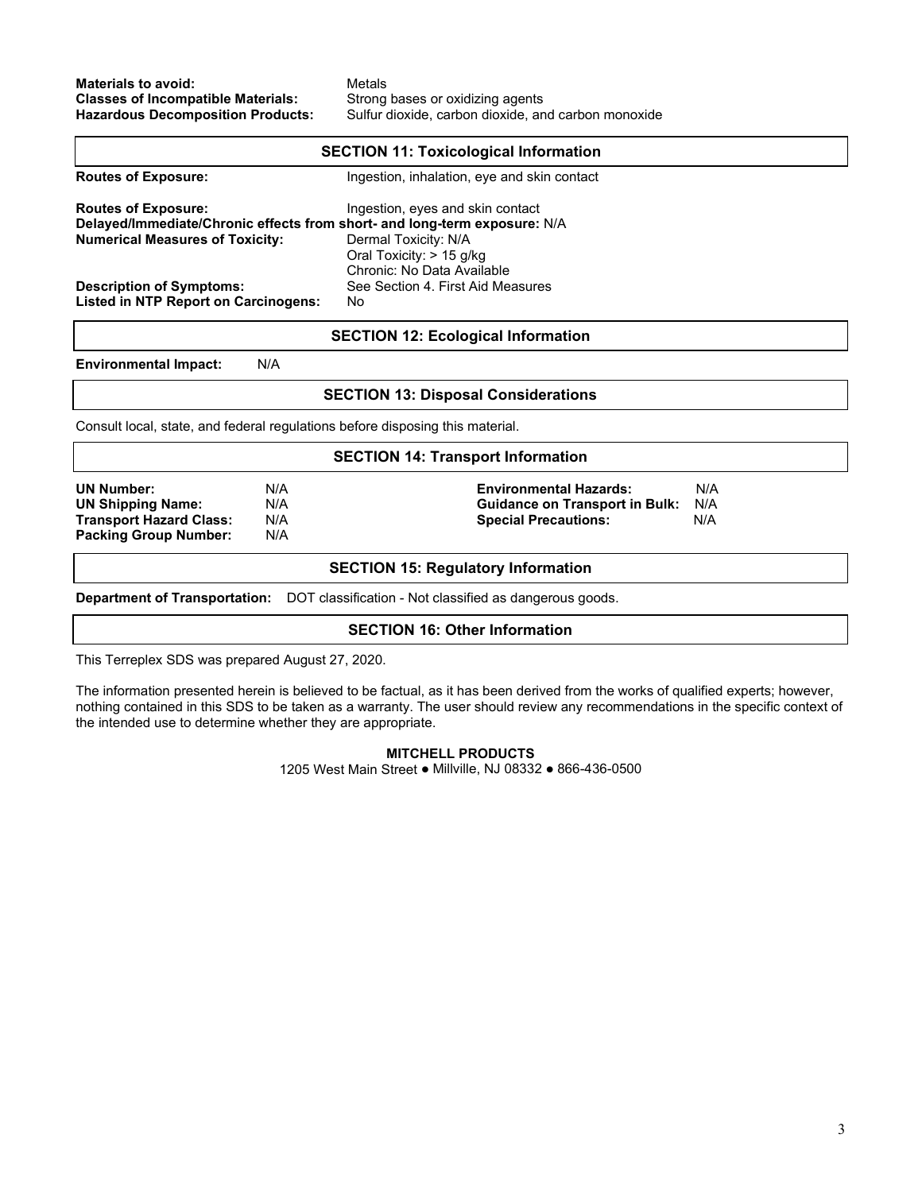**Materials to avoid:** Metals
**Classes of Incompatible Materials:** Strong bases or oxidizing agents
**Hazardous Decomposition Products:** Sulfur dioxide, carbon dioxide, and carbon monoxide

## SECTION 11: Toxicological Information

**Routes of Exposure:** Ingestion, inhalation, eye and skin contact

**Routes of Exposure:** Ingestion, eyes and skin contact
**Delayed/Immediate/Chronic effects from short- and long-term exposure:** N/A
**Numerical Measures of Toxicity:** Dermal Toxicity: N/A
Oral Toxicity: > 15 g/kg
Chronic: No Data Available
**Description of Symptoms:** See Section 4. First Aid Measures
**Listed in NTP Report on Carcinogens:** No

## SECTION 12: Ecological Information

**Environmental Impact:** N/A

## SECTION 13: Disposal Considerations

Consult local, state, and federal regulations before disposing this material.

## SECTION 14: Transport Information

**UN Number:** N/A
**UN Shipping Name:** N/A
**Transport Hazard Class:** N/A
**Packing Group Number:** N/A
**Environmental Hazards:** N/A
**Guidance on Transport in Bulk:** N/A
**Special Precautions:** N/A

## SECTION 15: Regulatory Information

**Department of Transportation:** DOT classification - Not classified as dangerous goods.

## SECTION 16: Other Information

This Terreplex SDS was prepared August 27, 2020.

The information presented herein is believed to be factual, as it has been derived from the works of qualified experts; however, nothing contained in this SDS to be taken as a warranty. The user should review any recommendations in the specific context of the intended use to determine whether they are appropriate.

**MITCHELL PRODUCTS**
1205 West Main Street ● Millville, NJ 08332 ● 866-436-0500